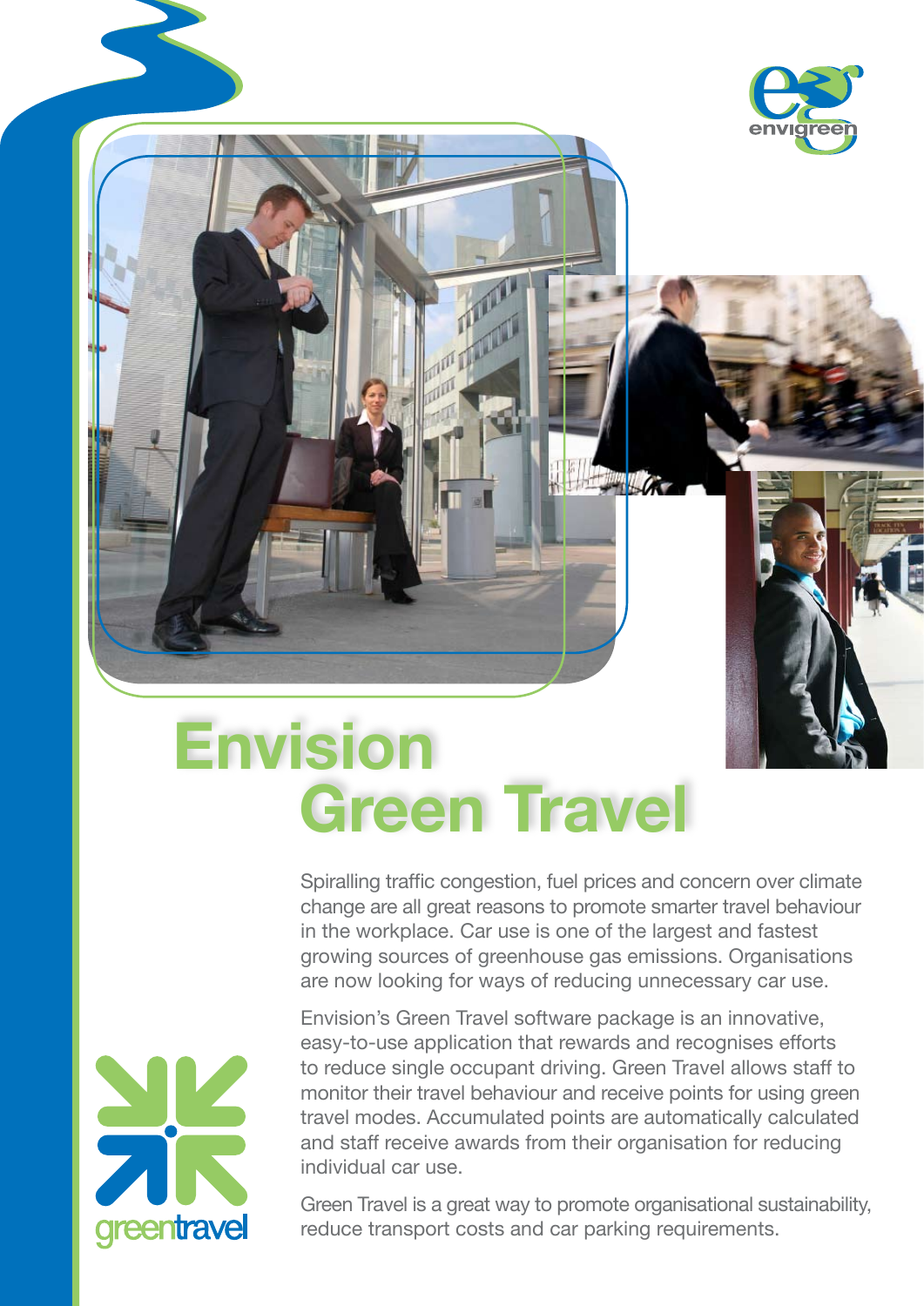envigreen

# Envision Green Travel

Spiralling traffic congestion, fuel prices and concern over climate change are all great reasons to promote smarter travel behaviour in the workplace. Car use is one of the largest and fastest growing sources of greenhouse gas emissions. Organisations are now looking for ways of reducing unnecessary car use.

Envision's Green Travel software package is an innovative, easy-to-use application that rewards and recognises efforts to reduce single occupant driving. Green Travel allows staff to monitor their travel behaviour and receive points for using green travel modes. Accumulated points are automatically calculated and staff receive awards from their organisation for reducing individual car use.

Green Travel is a great way to promote organisational sustainability, reduce transport costs and car parking requirements.

greentravel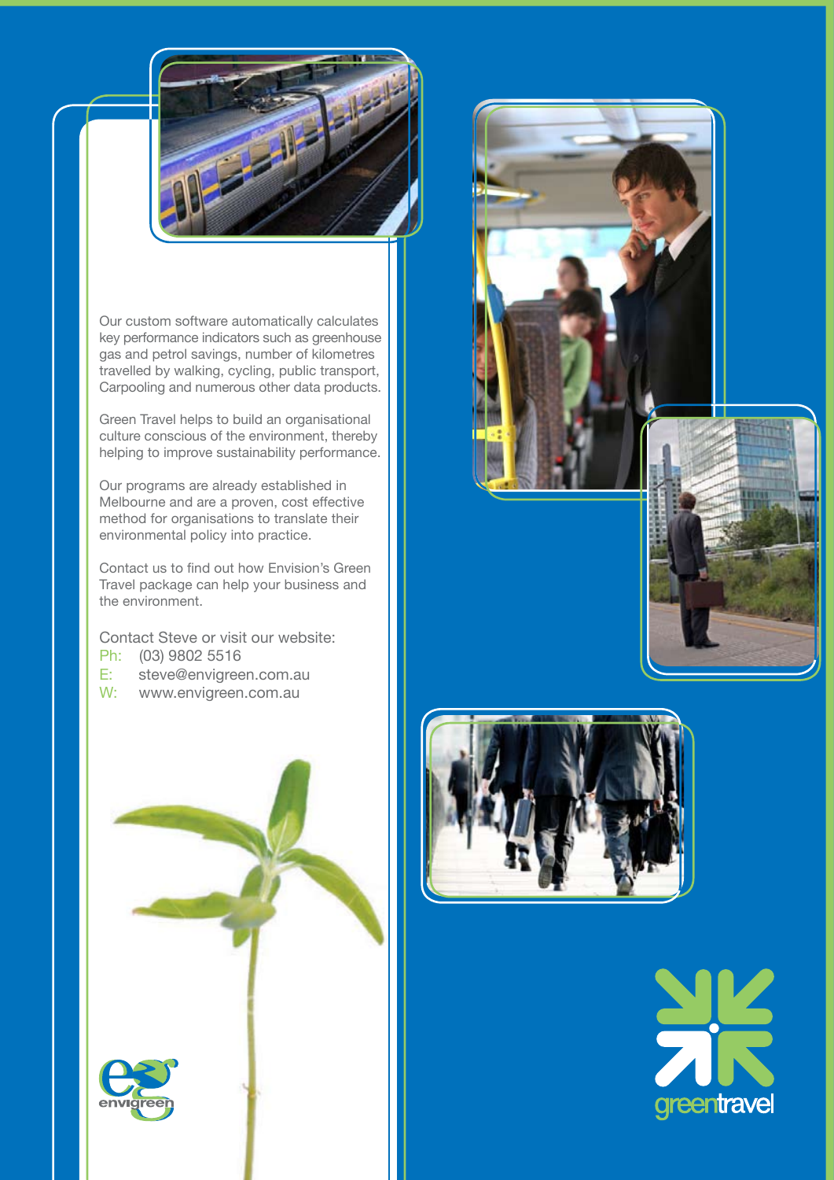Our custom software automatically calculates key performance indicators such as greenhouse gas and petrol savings, number of kilometres travelled by walking, cycling, public transport, Carpooling and numerous other data products.

Green Travel helps to build an organisational culture conscious of the environment, thereby helping to improve sustainability performance.

Our programs are already established in Melbourne and are a proven, cost effective method for organisations to translate their environmental policy into practice.

Contact us to find out how Envision's Green Travel package can help your business and the environment.

Contact Steve or visit our website:
Ph: (03) 9802 5516
E: steve@envigreen.com.au
W: www.envigreen.com.au

envigreen

greentravel